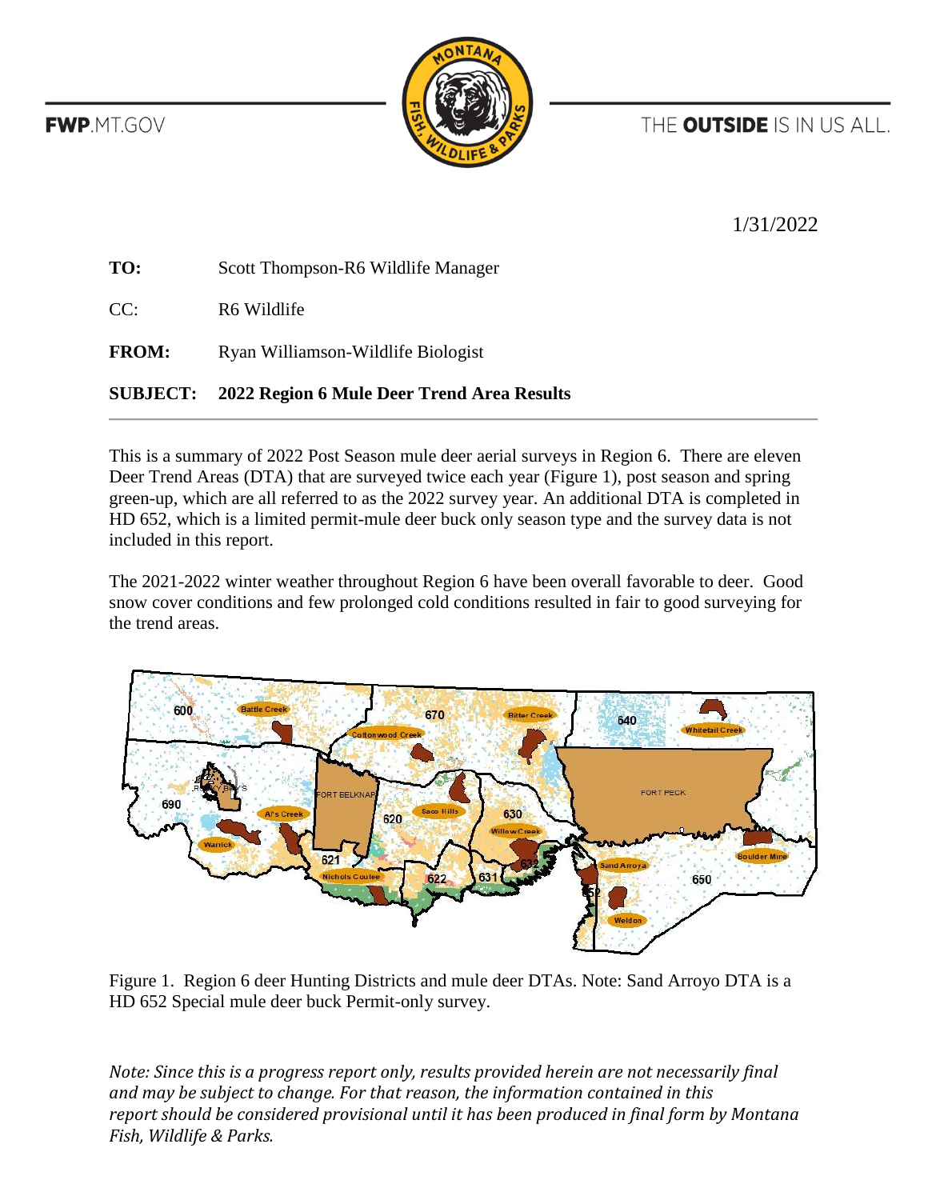FWP.MT.GOV

THE **OUTSIDE** IS IN US ALL.

1/31/2022

**TO:** Scott Thompson-R6 Wildlife Manager

CC: R6 Wildlife

**FROM:** Ryan Williamson-Wildlife Biologist

**SUBJECT: 2022 Region 6 Mule Deer Trend Area Results**

---

This is a summary of 2022 Post Season mule deer aerial surveys in Region 6. There are eleven Deer Trend Areas (DTA) that are surveyed twice each year (Figure 1), post season and spring green-up, which are all referred to as the 2022 survey year. An additional DTA is completed in HD 652, which is a limited permit-mule deer buck only season type and the survey data is not included in this report.

The 2021-2022 winter weather throughout Region 6 have been overall favorable to deer. Good snow cover conditions and few prolonged cold conditions resulted in fair to good surveying for the trend areas.

Figure 1. Region 6 deer Hunting Districts and mule deer DTAs. Note: Sand Arroyo DTA is a HD 652 Special mule deer buck Permit-only survey.

*Note: Since this is a progress report only, results provided herein are not necessarily final and may be subject to change. For that reason, the information contained in this report should be considered provisional until it has been produced in final form by Montana Fish, Wildlife & Parks.*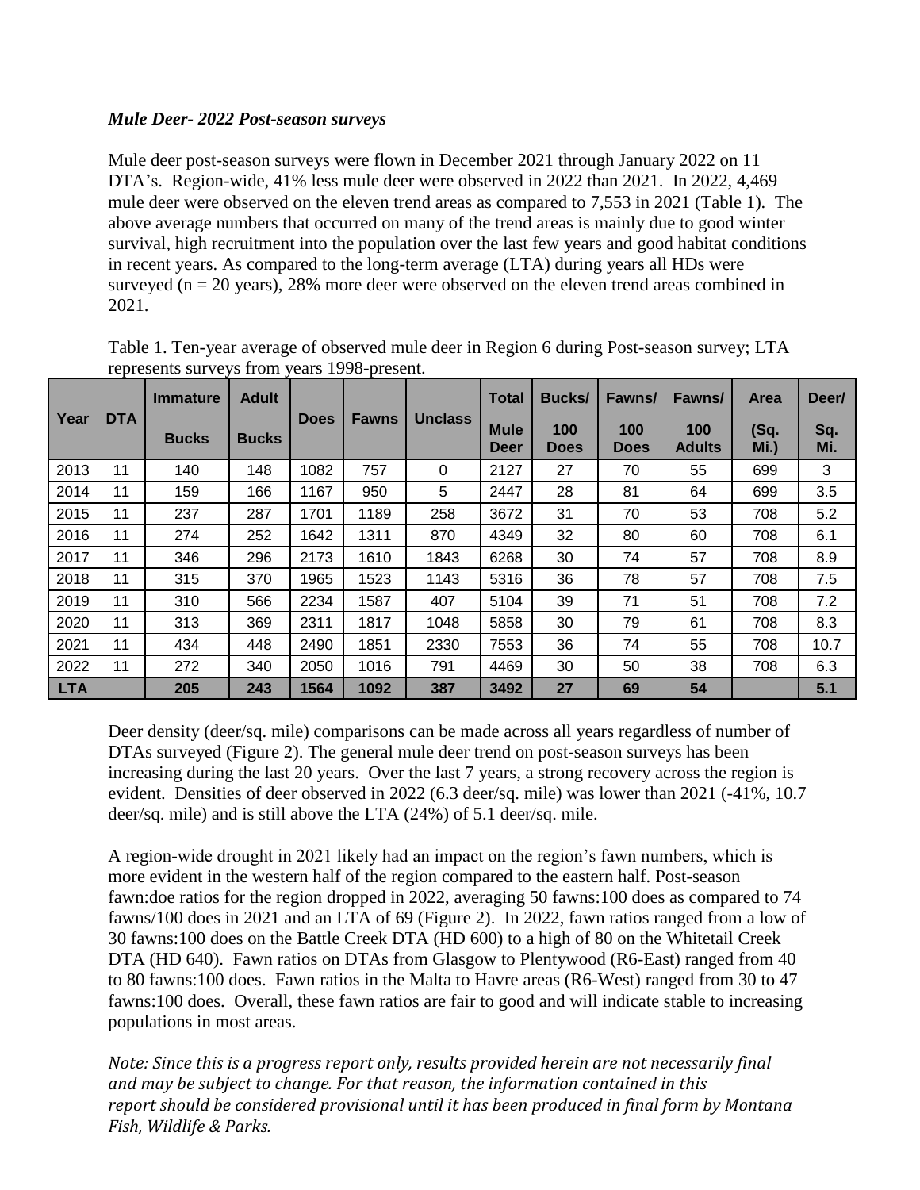***Mule Deer- 2022 Post-season surveys***

Mule deer post-season surveys were flown in December 2021 through January 2022 on 11 DTA's. Region-wide, 41% less mule deer were observed in 2022 than 2021. In 2022, 4,469 mule deer were observed on the eleven trend areas as compared to 7,553 in 2021 (Table 1). The above average numbers that occurred on many of the trend areas is mainly due to good winter survival, high recruitment into the population over the last few years and good habitat conditions in recent years. As compared to the long-term average (LTA) during years all HDs were surveyed (n = 20 years), 28% more deer were observed on the eleven trend areas combined in 2021.

Table 1. Ten-year average of observed mule deer in Region 6 during Post-season survey; LTA represents surveys from years 1998-present.

| Year | DTA | Immature Bucks | Adult Bucks | Does | Fawns | Unclass | Total Mule Deer | Bucks/ 100 Does | Fawns/ 100 Does | Fawns/ 100 Adults | Area (Sq. Mi.) | Deer/ Sq. Mi. |
|---|---|---|---|---|---|---|---|---|---|---|---|---|
| 2013 | 11 | 140 | 148 | 1082 | 757 | 0 | 2127 | 27 | 70 | 55 | 699 | 3 |
| 2014 | 11 | 159 | 166 | 1167 | 950 | 5 | 2447 | 28 | 81 | 64 | 699 | 3.5 |
| 2015 | 11 | 237 | 287 | 1701 | 1189 | 258 | 3672 | 31 | 70 | 53 | 708 | 5.2 |
| 2016 | 11 | 274 | 252 | 1642 | 1311 | 870 | 4349 | 32 | 80 | 60 | 708 | 6.1 |
| 2017 | 11 | 346 | 296 | 2173 | 1610 | 1843 | 6268 | 30 | 74 | 57 | 708 | 8.9 |
| 2018 | 11 | 315 | 370 | 1965 | 1523 | 1143 | 5316 | 36 | 78 | 57 | 708 | 7.5 |
| 2019 | 11 | 310 | 566 | 2234 | 1587 | 407 | 5104 | 39 | 71 | 51 | 708 | 7.2 |
| 2020 | 11 | 313 | 369 | 2311 | 1817 | 1048 | 5858 | 30 | 79 | 61 | 708 | 8.3 |
| 2021 | 11 | 434 | 448 | 2490 | 1851 | 2330 | 7553 | 36 | 74 | 55 | 708 | 10.7 |
| 2022 | 11 | 272 | 340 | 2050 | 1016 | 791 | 4469 | 30 | 50 | 38 | 708 | 6.3 |
| **LTA** | | **205** | **243** | **1564** | **1092** | **387** | **3492** | **27** | **69** | **54** | | **5.1** |

Deer density (deer/sq. mile) comparisons can be made across all years regardless of number of DTAs surveyed (Figure 2). The general mule deer trend on post-season surveys has been increasing during the last 20 years. Over the last 7 years, a strong recovery across the region is evident. Densities of deer observed in 2022 (6.3 deer/sq. mile) was lower than 2021 (-41%, 10.7 deer/sq. mile) and is still above the LTA (24%) of 5.1 deer/sq. mile.

A region-wide drought in 2021 likely had an impact on the region's fawn numbers, which is more evident in the western half of the region compared to the eastern half. Post-season fawn:doe ratios for the region dropped in 2022, averaging 50 fawns:100 does as compared to 74 fawns/100 does in 2021 and an LTA of 69 (Figure 2). In 2022, fawn ratios ranged from a low of 30 fawns:100 does on the Battle Creek DTA (HD 600) to a high of 80 on the Whitetail Creek DTA (HD 640). Fawn ratios on DTAs from Glasgow to Plentywood (R6-East) ranged from 40 to 80 fawns:100 does. Fawn ratios in the Malta to Havre areas (R6-West) ranged from 30 to 47 fawns:100 does. Overall, these fawn ratios are fair to good and will indicate stable to increasing populations in most areas.

*Note: Since this is a progress report only, results provided herein are not necessarily final and may be subject to change. For that reason, the information contained in this report should be considered provisional until it has been produced in final form by Montana Fish, Wildlife & Parks.*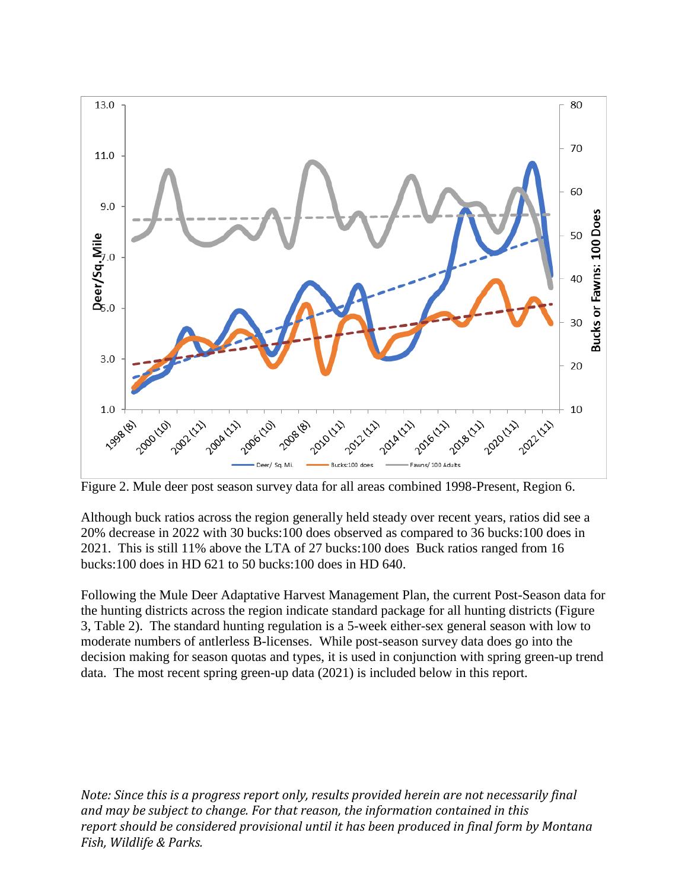Figure 2. Mule deer post season survey data for all areas combined 1998-Present, Region 6.

Although buck ratios across the region generally held steady over recent years, ratios did see a 20% decrease in 2022 with 30 bucks:100 does observed as compared to 36 bucks:100 does in 2021. This is still 11% above the LTA of 27 bucks:100 does Buck ratios ranged from 16 bucks:100 does in HD 621 to 50 bucks:100 does in HD 640.

Following the Mule Deer Adaptative Harvest Management Plan, the current Post-Season data for the hunting districts across the region indicate standard package for all hunting districts (Figure 3, Table 2). The standard hunting regulation is a 5-week either-sex general season with low to moderate numbers of antlerless B-licenses. While post-season survey data does go into the decision making for season quotas and types, it is used in conjunction with spring green-up trend data. The most recent spring green-up data (2021) is included below in this report.

*Note: Since this is a progress report only, results provided herein are not necessarily final and may be subject to change. For that reason, the information contained in this report should be considered provisional until it has been produced in final form by Montana Fish, Wildlife & Parks.*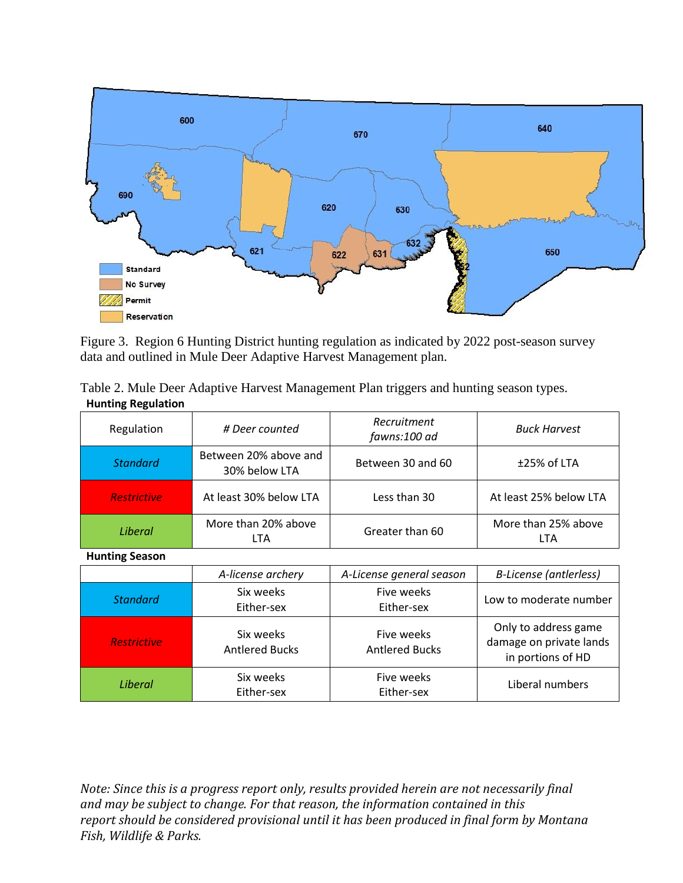Figure 3. Region 6 Hunting District hunting regulation as indicated by 2022 post-season survey data and outlined in Mule Deer Adaptive Harvest Management plan.

Table 2. Mule Deer Adaptive Harvest Management Plan triggers and hunting season types.

**Hunting Regulation**

| Regulation | *# Deer counted* | *Recruitment fawns:100 ad* | *Buck Harvest* |
|---|---|---|---|
| *Standard* | Between 20% above and 30% below LTA | Between 30 and 60 | ±25% of LTA |
| *Restrictive* | At least 30% below LTA | Less than 30 | At least 25% below LTA |
| *Liberal* | More than 20% above LTA | Greater than 60 | More than 25% above LTA |

**Hunting Season**

| | *A-license archery* | *A-License general season* | *B-License (antlerless)* |
|---|---|---|---|
| *Standard* | Six weeks Either-sex | Five weeks Either-sex | Low to moderate number |
| *Restrictive* | Six weeks Antlered Bucks | Five weeks Antlered Bucks | Only to address game damage on private lands in portions of HD |
| *Liberal* | Six weeks Either-sex | Five weeks Either-sex | Liberal numbers |

*Note: Since this is a progress report only, results provided herein are not necessarily final and may be subject to change. For that reason, the information contained in this report should be considered provisional until it has been produced in final form by Montana Fish, Wildlife & Parks.*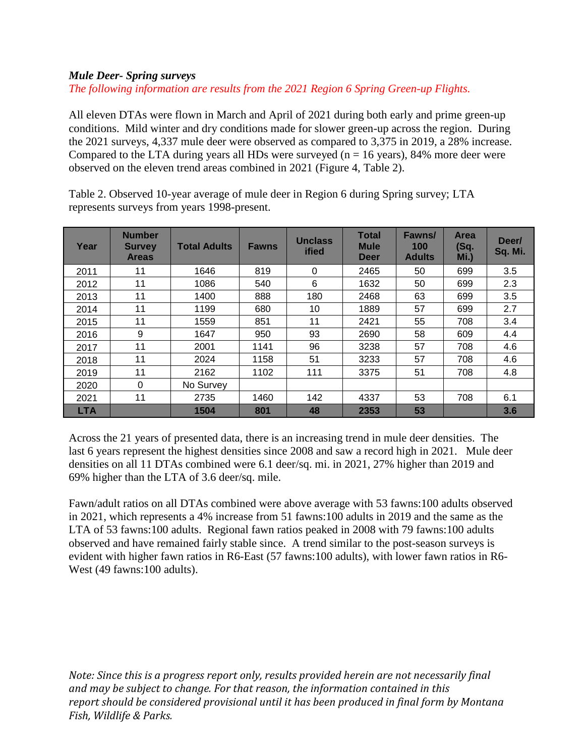***Mule Deer- Spring surveys***

*The following information are results from the 2021 Region 6 Spring Green-up Flights.*

All eleven DTAs were flown in March and April of 2021 during both early and prime green-up conditions. Mild winter and dry conditions made for slower green-up across the region. During the 2021 surveys, 4,337 mule deer were observed as compared to 3,375 in 2019, a 28% increase. Compared to the LTA during years all HDs were surveyed (n = 16 years), 84% more deer were observed on the eleven trend areas combined in 2021 (Figure 4, Table 2).

Table 2. Observed 10-year average of mule deer in Region 6 during Spring survey; LTA represents surveys from years 1998-present.

| Year | Number Survey Areas | Total Adults | Fawns | Unclassified | Total Mule Deer | Fawns/ 100 Adults | Area (Sq. Mi.) | Deer/ Sq. Mi. |
|---|---|---|---|---|---|---|---|---|
| 2011 | 11 | 1646 | 819 | 0 | 2465 | 50 | 699 | 3.5 |
| 2012 | 11 | 1086 | 540 | 6 | 1632 | 50 | 699 | 2.3 |
| 2013 | 11 | 1400 | 888 | 180 | 2468 | 63 | 699 | 3.5 |
| 2014 | 11 | 1199 | 680 | 10 | 1889 | 57 | 699 | 2.7 |
| 2015 | 11 | 1559 | 851 | 11 | 2421 | 55 | 708 | 3.4 |
| 2016 | 9 | 1647 | 950 | 93 | 2690 | 58 | 609 | 4.4 |
| 2017 | 11 | 2001 | 1141 | 96 | 3238 | 57 | 708 | 4.6 |
| 2018 | 11 | 2024 | 1158 | 51 | 3233 | 57 | 708 | 4.6 |
| 2019 | 11 | 2162 | 1102 | 111 | 3375 | 51 | 708 | 4.8 |
| 2020 | 0 | No Survey | | | | | | |
| 2021 | 11 | 2735 | 1460 | 142 | 4337 | 53 | 708 | 6.1 |
| **LTA** | | **1504** | **801** | **48** | **2353** | **53** | | **3.6** |

Across the 21 years of presented data, there is an increasing trend in mule deer densities. The last 6 years represent the highest densities since 2008 and saw a record high in 2021. Mule deer densities on all 11 DTAs combined were 6.1 deer/sq. mi. in 2021, 27% higher than 2019 and 69% higher than the LTA of 3.6 deer/sq. mile.

Fawn/adult ratios on all DTAs combined were above average with 53 fawns:100 adults observed in 2021, which represents a 4% increase from 51 fawns:100 adults in 2019 and the same as the LTA of 53 fawns:100 adults. Regional fawn ratios peaked in 2008 with 79 fawns:100 adults observed and have remained fairly stable since. A trend similar to the post-season surveys is evident with higher fawn ratios in R6-East (57 fawns:100 adults), with lower fawn ratios in R6-West (49 fawns:100 adults).

*Note: Since this is a progress report only, results provided herein are not necessarily final and may be subject to change. For that reason, the information contained in this report should be considered provisional until it has been produced in final form by Montana Fish, Wildlife & Parks.*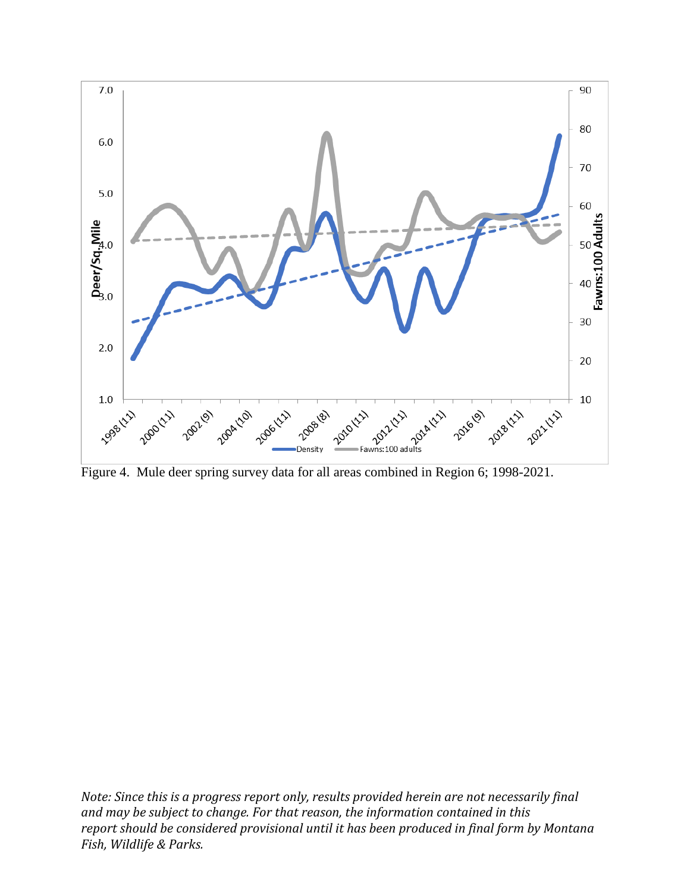7.0
6.0
5.0
4.0
3.0
2.0
1.0

Deer/Sq. Mile

90
80
70
60
50
40
30
20
10

Fawns:100 Adults

1998 (11)
2000 (11)
2002 (9)
2004 (10)
2006 (11)
2008 (8)
2010 (11)
2012 (11)
2014 (11)
2016 (9)
2018 (11)
2021 (11)

Density
Fawns:100 adults

Figure 4. Mule deer spring survey data for all areas combined in Region 6; 1998-2021.

*Note: Since this is a progress report only, results provided herein are not necessarily final and may be subject to change. For that reason, the information contained in this report should be considered provisional until it has been produced in final form by Montana Fish, Wildlife & Parks.*